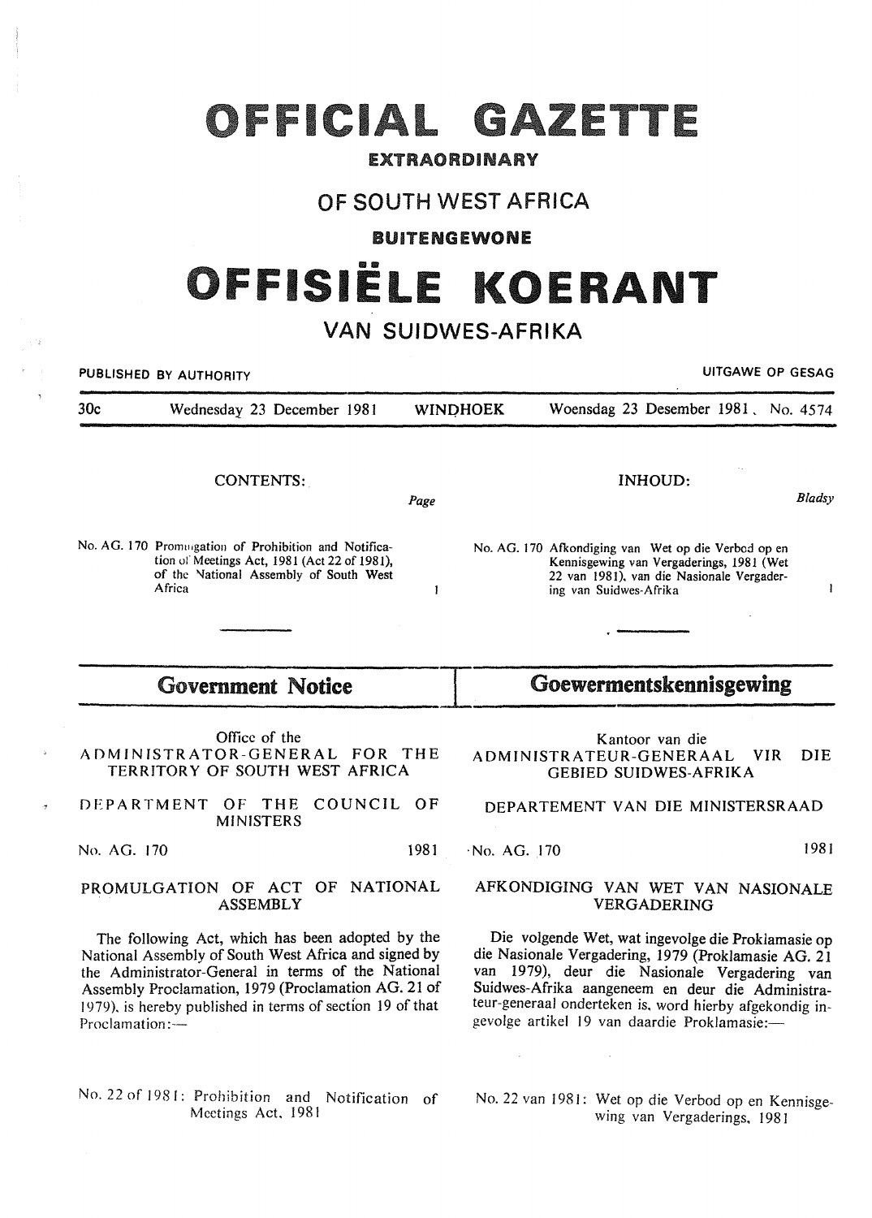# OFFICIAL GAZETTE

**EXTRAORDINARY**

## OF SOUTH WEST AFRICA

**BUITENGEWONE**

# OFFISIËLE KOERANT

## VAN SUIDWES-AFRIKA

PUBLISHED BY AUTHORITY — UITGAWE OP GESAG

30c — Wednesday 23 December 1981 — WINDHOEK — Woensdag 23 Desember 1981 — No. 4574

CONTENTS:

| | Page |
|---|---|
| No. AG. 170 Promulgation of Prohibition and Notification of Meetings Act, 1981 (Act 22 of 1981), of the National Assembly of South West Africa | 1 |

## Government Notice

Office of the
ADMINISTRATOR-GENERAL FOR THE TERRITORY OF SOUTH WEST AFRICA

DEPARTMENT OF THE COUNCIL OF MINISTERS

No. AG. 170 — 1981

### PROMULGATION OF ACT OF NATIONAL ASSEMBLY

The following Act, which has been adopted by the National Assembly of South West Africa and signed by the Administrator-General in terms of the National Assembly Proclamation, 1979 (Proclamation AG. 21 of 1979), is hereby published in terms of section 19 of that Proclamation:—

No. 22 of 1981: Prohibition and Notification of Meetings Act, 1981

INHOUD:

| | Bladsy |
|---|---|
| No. AG. 170 Afkondiging van Wet op die Verbod op en Kennisgewing van Vergaderings, 1981 (Wet 22 van 1981), van die Nasionale Vergadering van Suidwes-Afrika | 1 |

## Goewermentskennisgewing

Kantoor van die
ADMINISTRATEUR-GENERAAL VIR DIE GEBIED SUIDWES-AFRIKA

DEPARTEMENT VAN DIE MINISTERSRAAD

No. AG. 170 — 1981

### AFKONDIGING VAN WET VAN NASIONALE VERGADERING

Die volgende Wet, wat ingevolge die Proklamasie op die Nasionale Vergadering, 1979 (Proklamasie AG. 21 van 1979), deur die Nasionale Vergadering van Suidwes-Afrika aangeneem en deur die Administrateur-generaal onderteken is, word hierby afgekondig ingevolge artikel 19 van daardie Proklamasie:—

No. 22 van 1981: Wet op die Verbod op en Kennisgewing van Vergaderings, 1981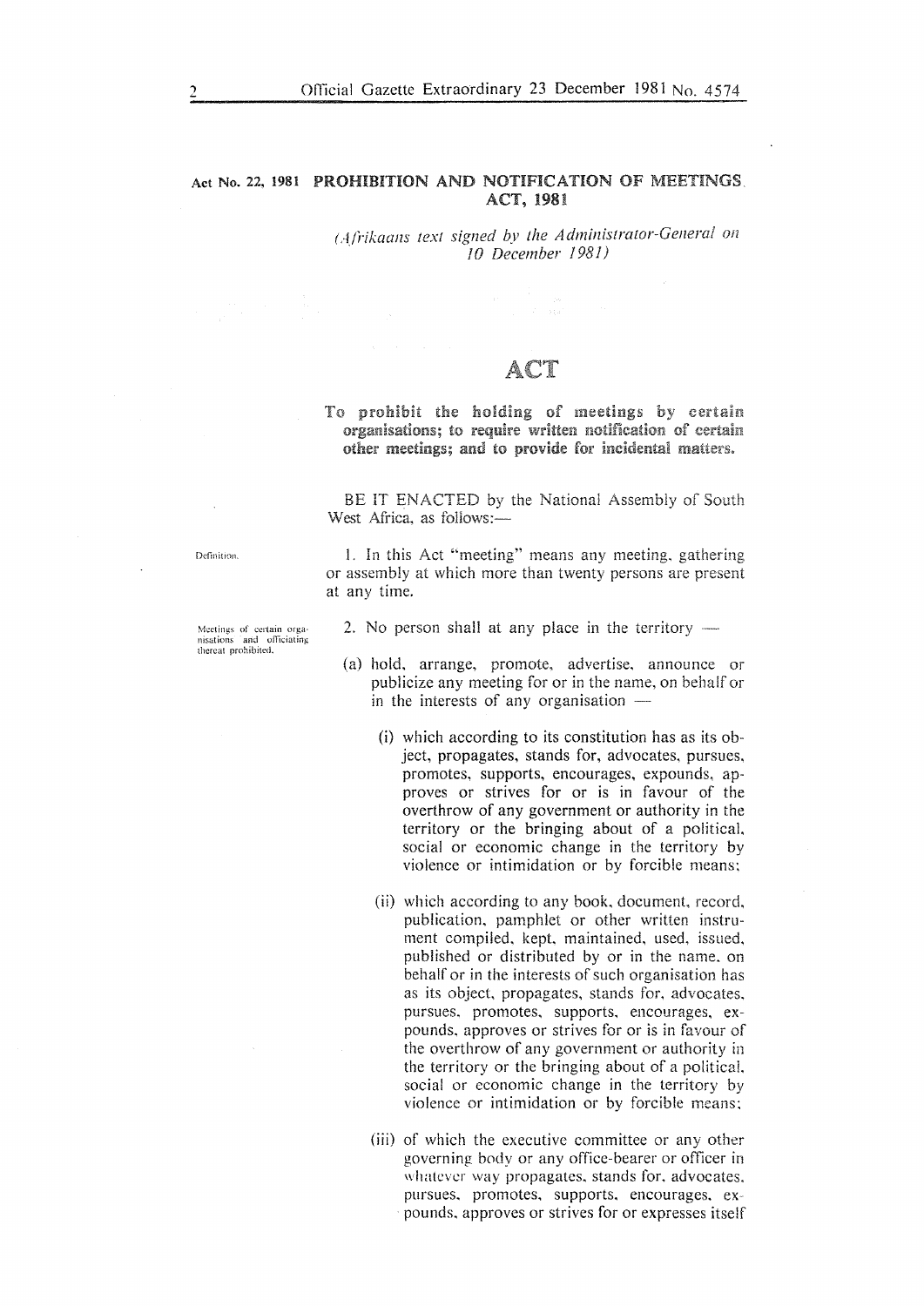**Act No. 22, 1981 PROHIBITION AND NOTIFICATION OF MEETINGS ACT, 1981**

*(Afrikaans text signed by the Administrator-General on 10 December 1981)*

# ACT

**To prohibit the holding of meetings by certain organisations; to require written notification of certain other meetings; and to provide for incidental matters.**

BE IT ENACTED by the National Assembly of South West Africa, as follows:—

Definition.

1. In this Act "meeting" means any meeting, gathering or assembly at which more than twenty persons are present at any time.

Meetings of certain organisations and officiating thereat prohibited.

2. No person shall at any place in the territory —

(a) hold, arrange, promote, advertise, announce or publicize any meeting for or in the name, on behalf or in the interests of any organisation —

(i) which according to its constitution has as its object, propagates, stands for, advocates, pursues, promotes, supports, encourages, expounds, approves or strives for or is in favour of the overthrow of any government or authority in the territory or the bringing about of a political, social or economic change in the territory by violence or intimidation or by forcible means;

(ii) which according to any book, document, record, publication, pamphlet or other written instrument compiled, kept, maintained, used, issued, published or distributed by or in the name, on behalf or in the interests of such organisation has as its object, propagates, stands for, advocates, pursues, promotes, supports, encourages, expounds, approves or strives for or is in favour of the overthrow of any government or authority in the territory or the bringing about of a political, social or economic change in the territory by violence or intimidation or by forcible means;

(iii) of which the executive committee or any other governing body or any office-bearer or officer in whatever way propagates, stands for, advocates, pursues, promotes, supports, encourages, expounds, approves or strives for or expresses itself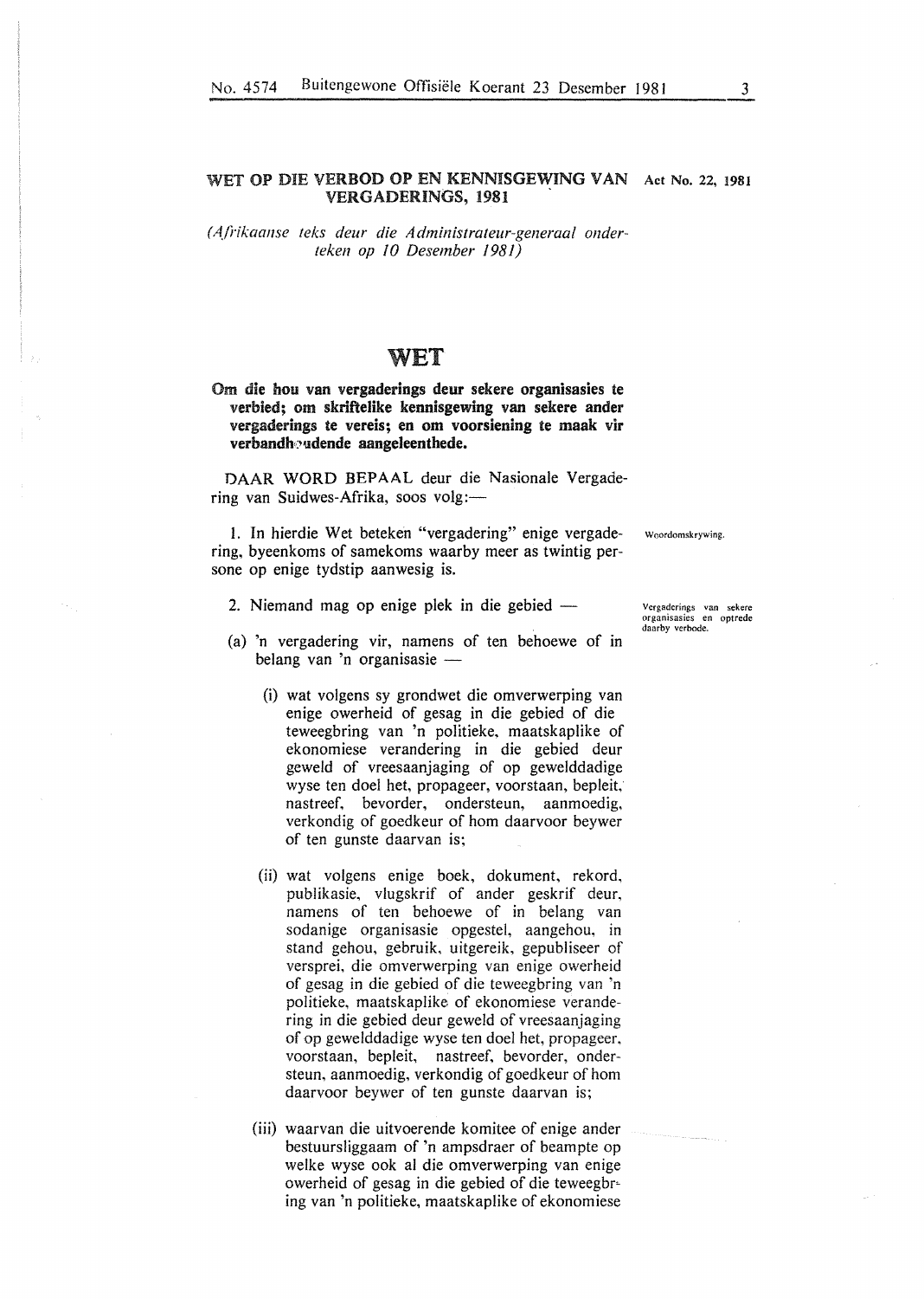# WET OP DIE VERBOD OP EN KENNISGEWING VAN VERGADERINGS, 1981

Act No. 22, 1981

*(Afrikaanse teks deur die Administrateur-generaal onderteken op 10 Desember 1981)*

## WET

**Om die hou van vergaderings deur sekere organisasies te verbied; om skriftelike kennisgewing van sekere ander vergaderings te vereis; en om voorsiening te maak vir verbandhoudende aangeleenthede.**

DAAR WORD BEPAAL deur die Nasionale Vergadering van Suidwes-Afrika, soos volg:—

Woordomskrywing.

1. In hierdie Wet beteken "vergadering" enige vergadering, byeenkoms of samekoms waarby meer as twintig persone op enige tydstip aanwesig is.

Vergaderings van sekere organisasies en optrede daarby verbode.

2. Niemand mag op enige plek in die gebied —

(a) 'n vergadering vir, namens of ten behoewe of in belang van 'n organisasie —

(i) wat volgens sy grondwet die omverwerping van enige owerheid of gesag in die gebied of die teweegbring van 'n politieke, maatskaplike of ekonomiese verandering in die gebied deur geweld of vreesaanjaging of op gewelddadige wyse ten doel het, propageer, voorstaan, bepleit, nastreef, bevorder, ondersteun, aanmoedig, verkondig of goedkeur of hom daarvoor beywer of ten gunste daarvan is;

(ii) wat volgens enige boek, dokument, rekord, publikasie, vlugskrif of ander geskrif deur, namens of ten behoewe of in belang van sodanige organisasie opgestel, aangehou, in stand gehou, gebruik, uitgereik, gepubliseer of versprei, die omverwerping van enige owerheid of gesag in die gebied of die teweegbring van 'n politieke, maatskaplike of ekonomiese verandering in die gebied deur geweld of vreesaanjaging of op gewelddadige wyse ten doel het, propageer, voorstaan, bepleit, nastreef, bevorder, ondersteun, aanmoedig, verkondig of goedkeur of hom daarvoor beywer of ten gunste daarvan is;

(iii) waarvan die uitvoerende komitee of enige ander bestuursliggaam of 'n ampsdraer of beampte op welke wyse ook al die omverwerping van enige owerheid of gesag in die gebied of die teweegbring van 'n politieke, maatskaplike of ekonomiese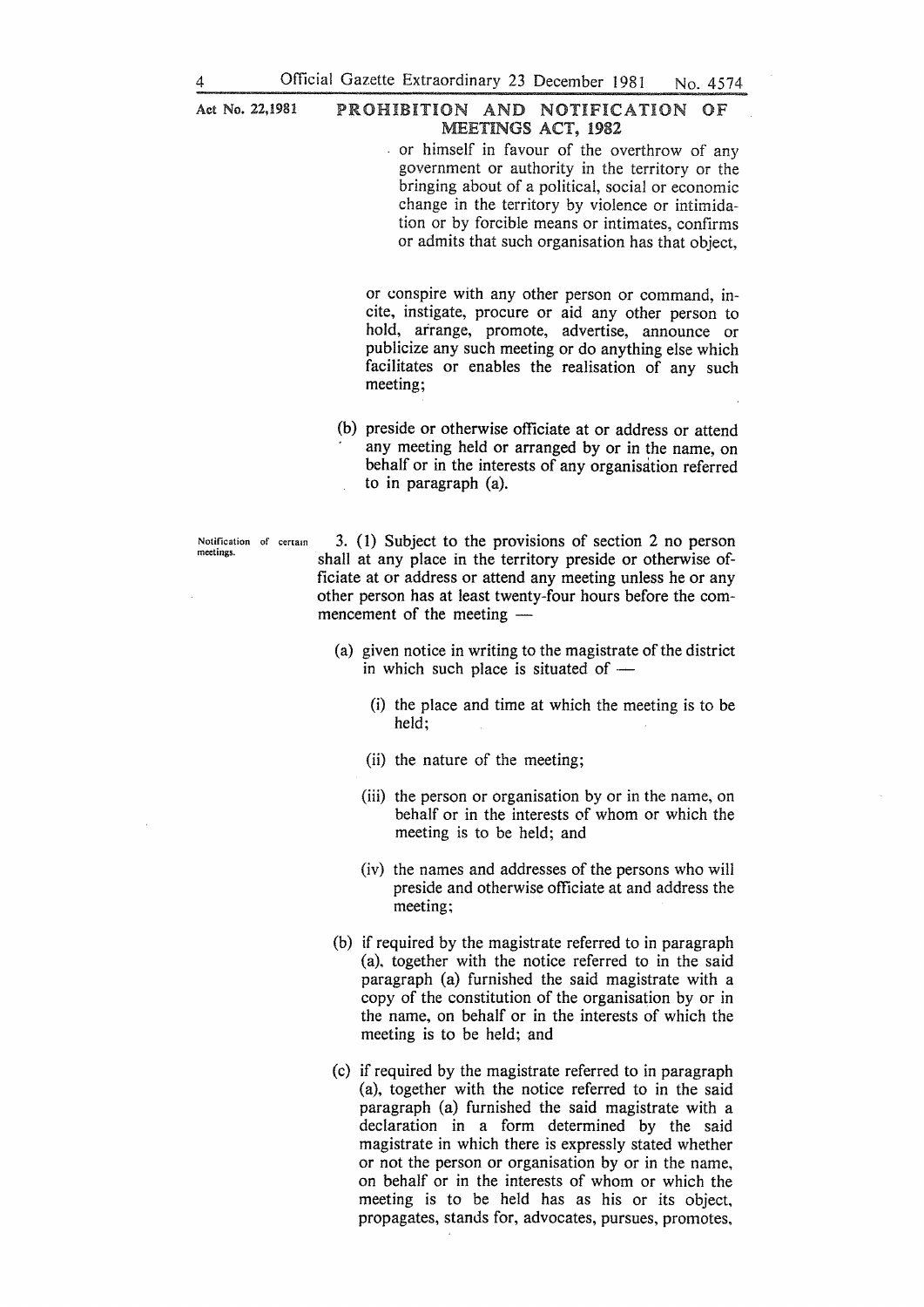or himself in favour of the overthrow of any government or authority in the territory or the bringing about of a political, social or economic change in the territory by violence or intimidation or by forcible means or intimates, confirms or admits that such organisation has that object,

or conspire with any other person or command, incite, instigate, procure or aid any other person to hold, arrange, promote, advertise, announce or publicize any such meeting or do anything else which facilitates or enables the realisation of any such meeting;

(b) preside or otherwise officiate at or address or attend any meeting held or arranged by or in the name, on behalf or in the interests of any organisation referred to in paragraph (a).

Notification of certain meetings.

3. (1) Subject to the provisions of section 2 no person shall at any place in the territory preside or otherwise officiate at or address or attend any meeting unless he or any other person has at least twenty-four hours before the commencement of the meeting —

(a) given notice in writing to the magistrate of the district in which such place is situated of —

(i) the place and time at which the meeting is to be held;

(ii) the nature of the meeting;

(iii) the person or organisation by or in the name, on behalf or in the interests of whom or which the meeting is to be held; and

(iv) the names and addresses of the persons who will preside and otherwise officiate at and address the meeting;

(b) if required by the magistrate referred to in paragraph (a), together with the notice referred to in the said paragraph (a) furnished the said magistrate with a copy of the constitution of the organisation by or in the name, on behalf or in the interests of which the meeting is to be held; and

(c) if required by the magistrate referred to in paragraph (a), together with the notice referred to in the said paragraph (a) furnished the said magistrate with a declaration in a form determined by the said magistrate in which there is expressly stated whether or not the person or organisation by or in the name, on behalf or in the interests of whom or which the meeting is to be held has as his or its object, propagates, stands for, advocates, pursues, promotes,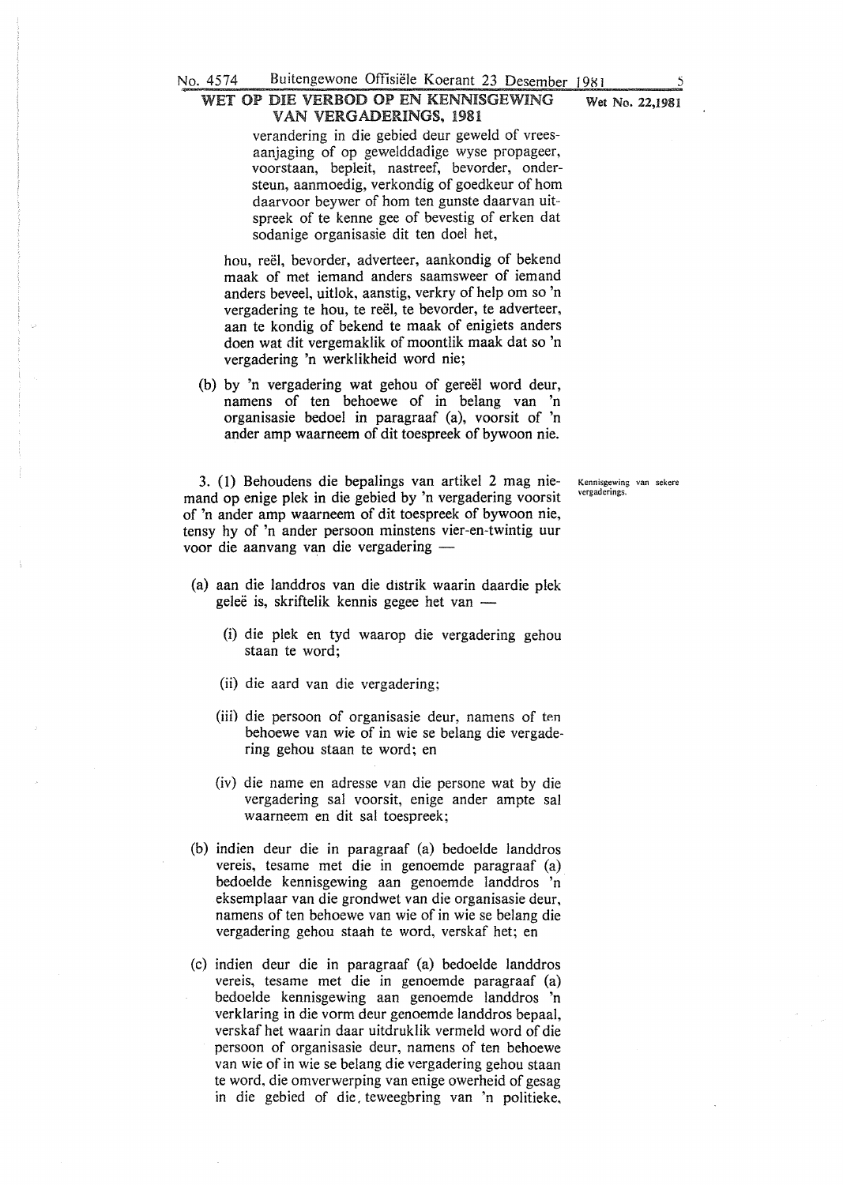**WET OP DIE VERBOD OP EN KENNISGEWING VAN VERGADERINGS, 1981**

**Wet No. 22,1981**

verandering in die gebied deur geweld of vreesaanjaging of op gewelddadige wyse propageer, voorstaan, bepleit, nastreef, bevorder, ondersteun, aanmoedig, verkondig of goedkeur of hom daarvoor beywer of hom ten gunste daarvan uitspreek of te kenne gee of bevestig of erken dat sodanige organisasie dit ten doel het,

hou, reël, bevorder, adverteer, aankondig of bekend maak of met iemand anders saamsweer of iemand anders beveel, uitlok, aanstig, verkry of help om so 'n vergadering te hou, te reël, te bevorder, te adverteer, aan te kondig of bekend te maak of enigiets anders doen wat dit vergemaklik of moontlik maak dat so 'n vergadering 'n werklikheid word nie;

(b) by 'n vergadering wat gehou of gereël word deur, namens of ten behoewe of in belang van 'n organisasie bedoel in paragraaf (a), voorsit of 'n ander amp waarneem of dit toespreek of bywoon nie.

Kennisgewing van sekere vergaderings.

3. (1) Behoudens die bepalings van artikel 2 mag niemand op enige plek in die gebied by 'n vergadering voorsit of 'n ander amp waarneem of dit toespreek of bywoon nie, tensy hy of 'n ander persoon minstens vier-en-twintig uur voor die aanvang van die vergadering —

(a) aan die landdros van die distrik waarin daardie plek geleë is, skriftelik kennis gegee het van —

(i) die plek en tyd waarop die vergadering gehou staan te word;

(ii) die aard van die vergadering;

(iii) die persoon of organisasie deur, namens of ten behoewe van wie of in wie se belang die vergadering gehou staan te word; en

(iv) die name en adresse van die persone wat by die vergadering sal voorsit, enige ander ampte sal waarneem en dit sal toespreek;

(b) indien deur die in paragraaf (a) bedoelde landdros vereis, tesame met die in genoemde paragraaf (a) bedoelde kennisgewing aan genoemde landdros 'n eksemplaar van die grondwet van die organisasie deur, namens of ten behoewe van wie of in wie se belang die vergadering gehou staan te word, verskaf het; en

(c) indien deur die in paragraaf (a) bedoelde landdros vereis, tesame met die in genoemde paragraaf (a) bedoelde kennisgewing aan genoemde landdros 'n verklaring in die vorm deur genoemde landdros bepaal, verskaf het waarin daar uitdruklik vermeld word of die persoon of organisasie deur, namens of ten behoewe van wie of in wie se belang die vergadering gehou staan te word, die omverwerping van enige owerheid of gesag in die gebied of die teweegbring van 'n politieke,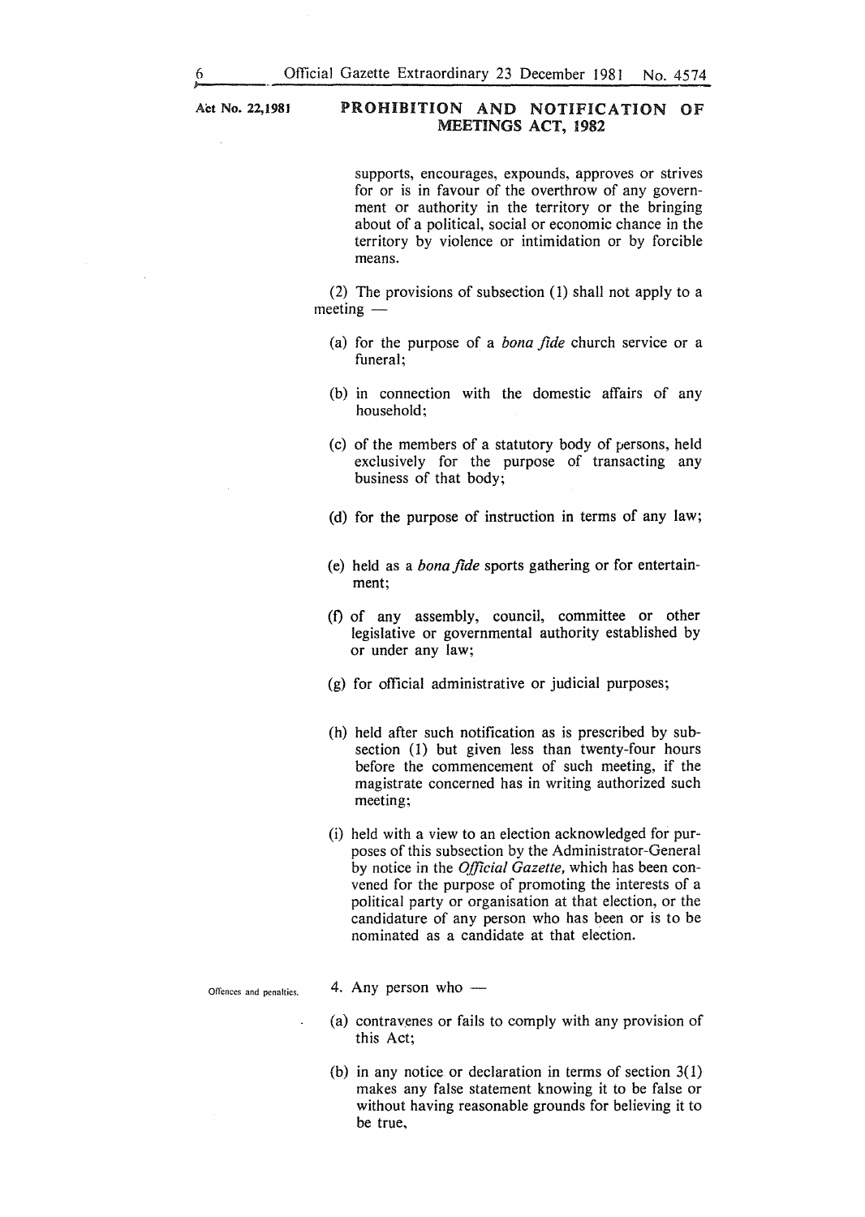supports, encourages, expounds, approves or strives for or is in favour of the overthrow of any government or authority in the territory or the bringing about of a political, social or economic chance in the territory by violence or intimidation or by forcible means.

(2) The provisions of subsection (1) shall not apply to a meeting —

(a) for the purpose of a *bona fide* church service or a funeral;

(b) in connection with the domestic affairs of any household;

(c) of the members of a statutory body of persons, held exclusively for the purpose of transacting any business of that body;

(d) for the purpose of instruction in terms of any law;

(e) held as a *bona fide* sports gathering or for entertainment;

(f) of any assembly, council, committee or other legislative or governmental authority established by or under any law;

(g) for official administrative or judicial purposes;

(h) held after such notification as is prescribed by subsection (1) but given less than twenty-four hours before the commencement of such meeting, if the magistrate concerned has in writing authorized such meeting;

(i) held with a view to an election acknowledged for purposes of this subsection by the Administrator-General by notice in the *Official Gazette*, which has been convened for the purpose of promoting the interests of a political party or organisation at that election, or the candidature of any person who has been or is to be nominated as a candidate at that election.

Offences and penalties.

4. Any person who —

(a) contravenes or fails to comply with any provision of this Act;

(b) in any notice or declaration in terms of section 3(1) makes any false statement knowing it to be false or without having reasonable grounds for believing it to be true,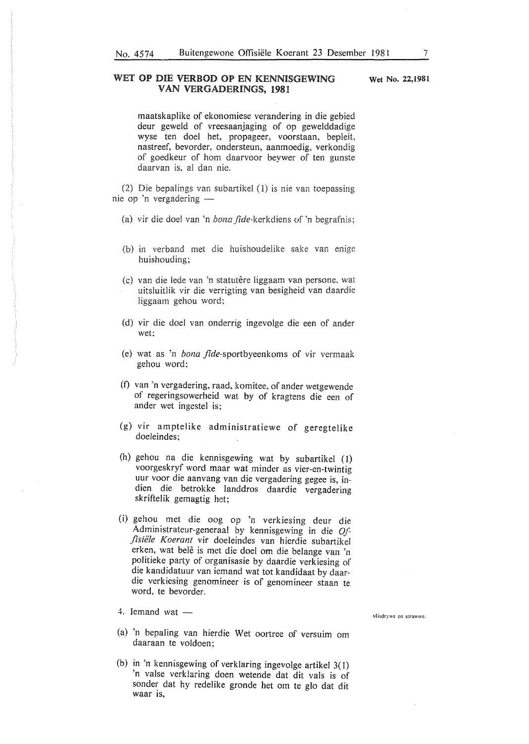## WET OP DIE VERBOD OP EN KENNISGEWING VAN VERGADERINGS, 1981

Wet No. 22,1981

maatskaplike of ekonomiese verandering in die gebied deur geweld of vreesaanjaging of op gewelddadige wyse ten doel het, propageer, voorstaan, bepleit, nastreef, bevorder, ondersteun, aanmoedig, verkondig of goedkeur of hom daarvoor beywer of ten gunste daarvan is, al dan nie.

(2) Die bepalings van subartikel (1) is nie van toepassing nie op 'n vergadering —

(a) vir die doel van 'n *bona fide*-kerkdiens of 'n begrafnis;

(b) in verband met die huishoudelike sake van enige huishouding;

(c) van die lede van 'n statutêre liggaam van persone, wat uitsluitlik vir die verrigting van besigheid van daardie liggaam gehou word;

(d) vir die doel van onderrig ingevolge die een of ander wet;

(e) wat as 'n *bona fide*-sportbyeenkoms of vir vermaak gehou word;

(f) van 'n vergadering, raad, komitee, of ander wetgewende of regeringsowerheid wat by of kragtens die een of ander wet ingestel is;

(g) vir amptelike administratiewe of geregtelike doeleindes;

(h) gehou na die kennisgewing wat by subartikel (1) voorgeskryf word maar wat minder as vier-en-twintig uur voor die aanvang van die vergadering gegee is, indien die betrokke landdros daardie vergadering skriftelik gemagtig het;

(i) gehou met die oog op 'n verkiesing deur die Administrateur-generaal by kennisgewing in die *Offisiële Koerant* vir doeleindes van hierdie subartikel erken, wat belê is met die doel om die belange van 'n politieke party of organisasie by daardie verkiesing of die kandidatuur van iemand wat tot kandidaat by daardie verkiesing genomineer is of genomineer staan te word, te bevorder.

Misdrywe en strawwe.

4. Iemand wat —

(a) 'n bepaling van hierdie Wet oortree of versuim om daaraan te voldoen;

(b) in 'n kennisgewing of verklaring ingevolge artikel 3(1) 'n valse verklaring doen wetende dat dit vals is of sonder dat hy redelike gronde het om te glo dat dit waar is,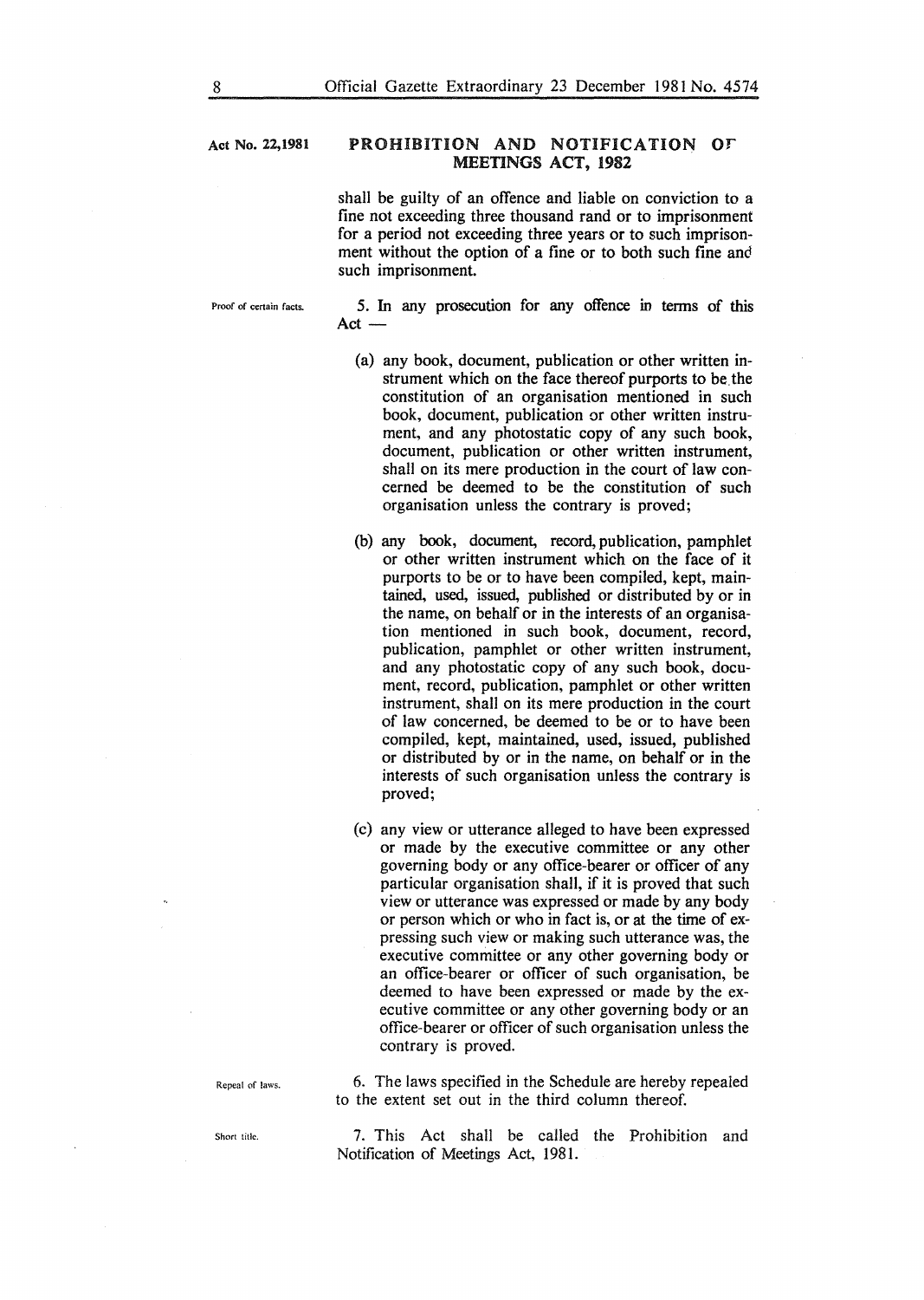Act No. 22,1981

## PROHIBITION AND NOTIFICATION OF MEETINGS ACT, 1982

shall be guilty of an offence and liable on conviction to a fine not exceeding three thousand rand or to imprisonment for a period not exceeding three years or to such imprisonment without the option of a fine or to both such fine and such imprisonment.

Proof of certain facts.

5. In any prosecution for any offence in terms of this Act —

(a) any book, document, publication or other written instrument which on the face thereof purports to be the constitution of an organisation mentioned in such book, document, publication or other written instrument, and any photostatic copy of any such book, document, publication or other written instrument, shall on its mere production in the court of law concerned be deemed to be the constitution of such organisation unless the contrary is proved;

(b) any book, document, record, publication, pamphlet or other written instrument which on the face of it purports to be or to have been compiled, kept, maintained, used, issued, published or distributed by or in the name, on behalf or in the interests of an organisation mentioned in such book, document, record, publication, pamphlet or other written instrument, and any photostatic copy of any such book, document, record, publication, pamphlet or other written instrument, shall on its mere production in the court of law concerned, be deemed to be or to have been compiled, kept, maintained, used, issued, published or distributed by or in the name, on behalf or in the interests of such organisation unless the contrary is proved;

(c) any view or utterance alleged to have been expressed or made by the executive committee or any other governing body or any office-bearer or officer of any particular organisation shall, if it is proved that such view or utterance was expressed or made by any body or person which or who in fact is, or at the time of expressing such view or making such utterance was, the executive committee or any other governing body or an office-bearer or officer of such organisation, be deemed to have been expressed or made by the executive committee or any other governing body or an office-bearer or officer of such organisation unless the contrary is proved.

Repeal of laws.

6. The laws specified in the Schedule are hereby repealed to the extent set out in the third column thereof.

Short title.

7. This Act shall be called the Prohibition and Notification of Meetings Act, 1981.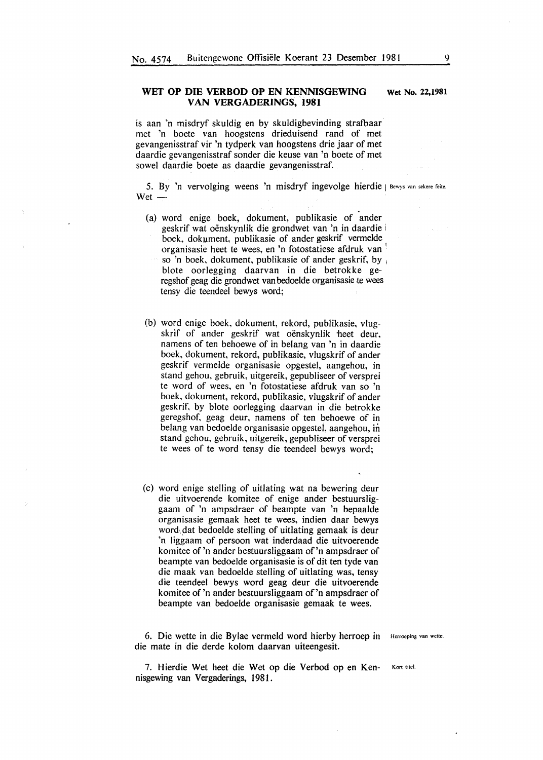## WET OP DIE VERBOD OP EN KENNISGEWING VAN VERGADERINGS, 1981

**Wet No. 22,1981**

is aan 'n misdryf skuldig en by skuldigbevinding strafbaar met 'n boete van hoogstens drieduisend rand of met gevangenisstraf vir 'n tydperk van hoogstens drie jaar of met daardie gevangenisstraf sonder die keuse van 'n boete of met sowel daardie boete as daardie gevangenisstraf.

*Bewys van sekere feite.*

5. By 'n vervolging weens 'n misdryf ingevolge hierdie Wet —

(a) word enige boek, dokument, publikasie of ander geskrif wat oënskynlik die grondwet van 'n in daardie boek, dokument, publikasie of ander geskrif vermelde organisasie heet te wees, en 'n fotostatiese afdruk van so 'n boek, dokument, publikasie of ander geskrif, by blote oorlegging daarvan in die betrokke geregshof geag die grondwet van bedoelde organisasie te wees tensy die teendeel bewys word;

(b) word enige boek, dokument, rekord, publikasie, vlugskrif of ander geskrif wat oënskynlik heet deur, namens of ten behoewe of in belang van 'n in daardie boek, dokument, rekord, publikasie, vlugskrif of ander geskrif vermelde organisasie opgestel, aangehou, in stand gehou, gebruik, uitgereik, gepubliseer of versprei te word of wees, en 'n fotostatiese afdruk van so 'n boek, dokument, rekord, publikasie, vlugskrif of ander geskrif, by blote oorlegging daarvan in die betrokke geregshof, geag deur, namens of ten behoewe of in belang van bedoelde organisasie opgestel, aangehou, in stand gehou, gebruik, uitgereik, gepubliseer of versprei te wees of te word tensy die teendeel bewys word;

(c) word enige stelling of uitlating wat na bewering deur die uitvoerende komitee of enige ander bestuursliggaam of 'n ampsdraer of beampte van 'n bepaalde organisasie gemaak heet te wees, indien daar bewys word dat bedoelde stelling of uitlating gemaak is deur 'n liggaam of persoon wat inderdaad die uitvoerende komitee of 'n ander bestuursliggaam of 'n ampsdraer of beampte van bedoelde organisasie is of dit ten tyde van die maak van bedoelde stelling of uitlating was, tensy die teendeel bewys word geag deur die uitvoerende komitee of 'n ander bestuursliggaam of 'n ampsdraer of beampte van bedoelde organisasie gemaak te wees.

*Herroeping van wette.*

6. Die wette in die Bylae vermeld word hierby herroep in die mate in die derde kolom daarvan uiteengesit.

*Kort titel.*

7. Hierdie Wet heet die Wet op die Verbod op en Kennisgewing van Vergaderings, 1981.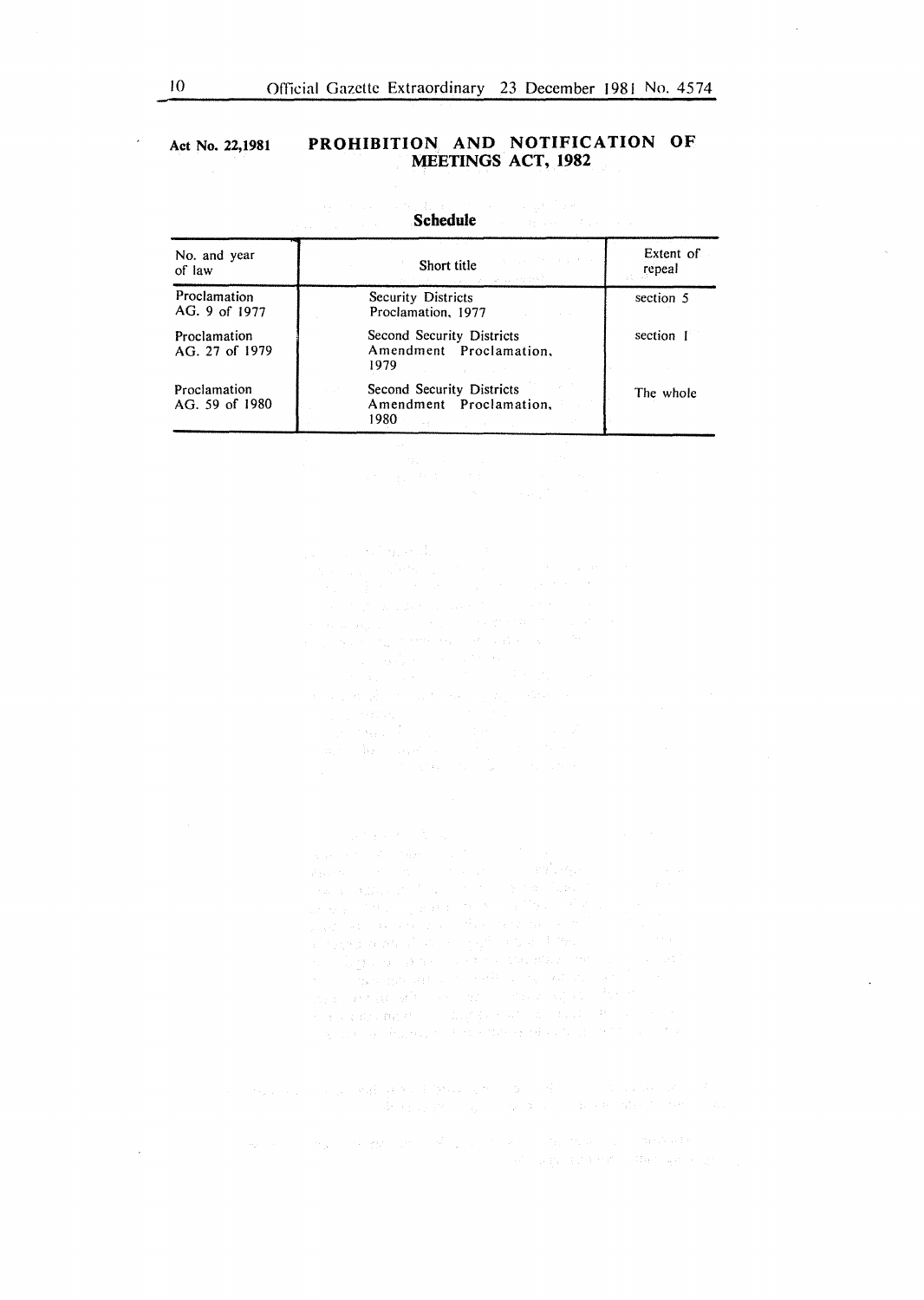Act No. 22,1981

# PROHIBITION AND NOTIFICATION OF MEETINGS ACT, 1982

## Schedule

| No. and year of law | Short title | Extent of repeal |
|---|---|---|
| Proclamation AG. 9 of 1977 | Security Districts Proclamation, 1977 | section 5 |
| Proclamation AG. 27 of 1979 | Second Security Districts Amendment Proclamation, 1979 | section 1 |
| Proclamation AG. 59 of 1980 | Second Security Districts Amendment Proclamation, 1980 | The whole |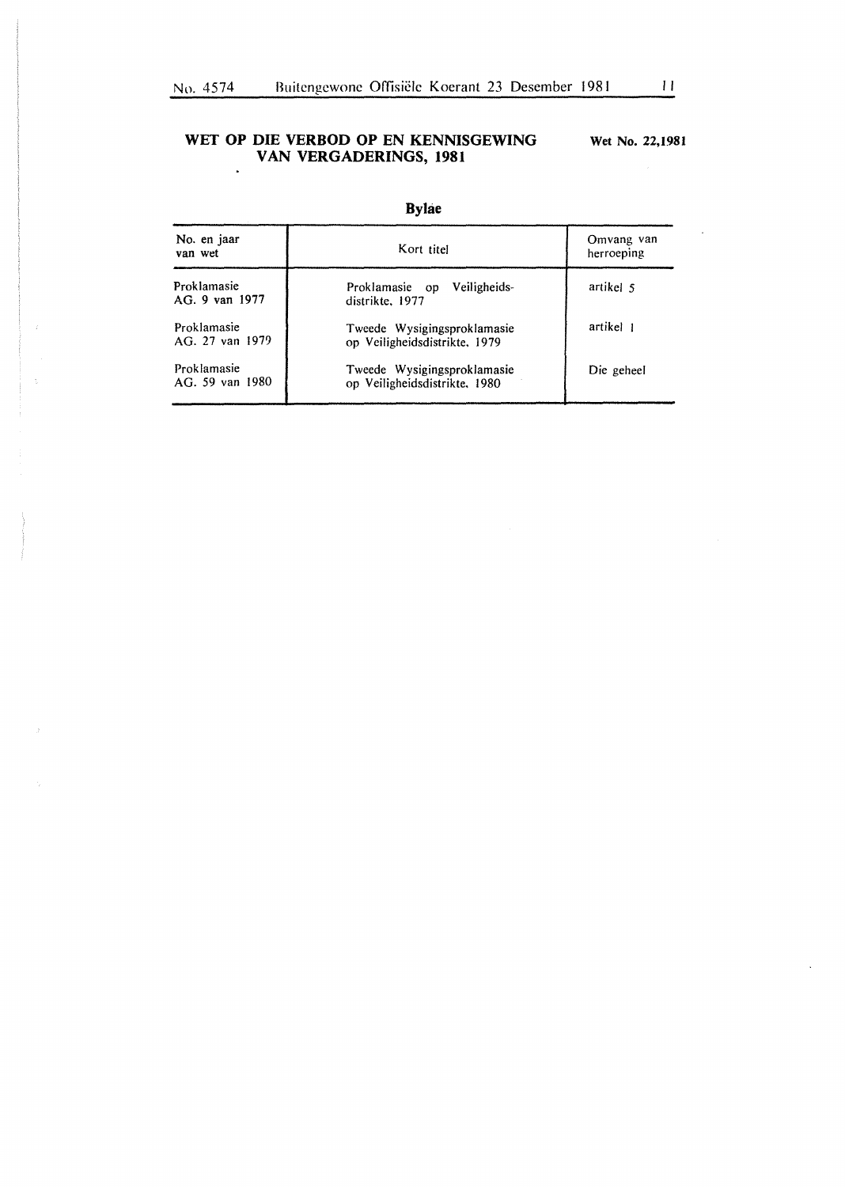**WET OP DIE VERBOD OP EN KENNISGEWING VAN VERGADERINGS, 1981**

**Wet No. 22,1981**

## Bylae

| No. en jaar van wet | Kort titel | Omvang van herroeping |
|---|---|---|
| Proklamasie AG. 9 van 1977 | Proklamasie op Veiligheids-distrikte, 1977 | artikel 5 |
| Proklamasie AG. 27 van 1979 | Tweede Wysigingsproklamasie op Veiligheidsdistrikte, 1979 | artikel 1 |
| Proklamasie AG. 59 van 1980 | Tweede Wysigingsproklamasie op Veiligheidsdistrikte, 1980 | Die geheel |